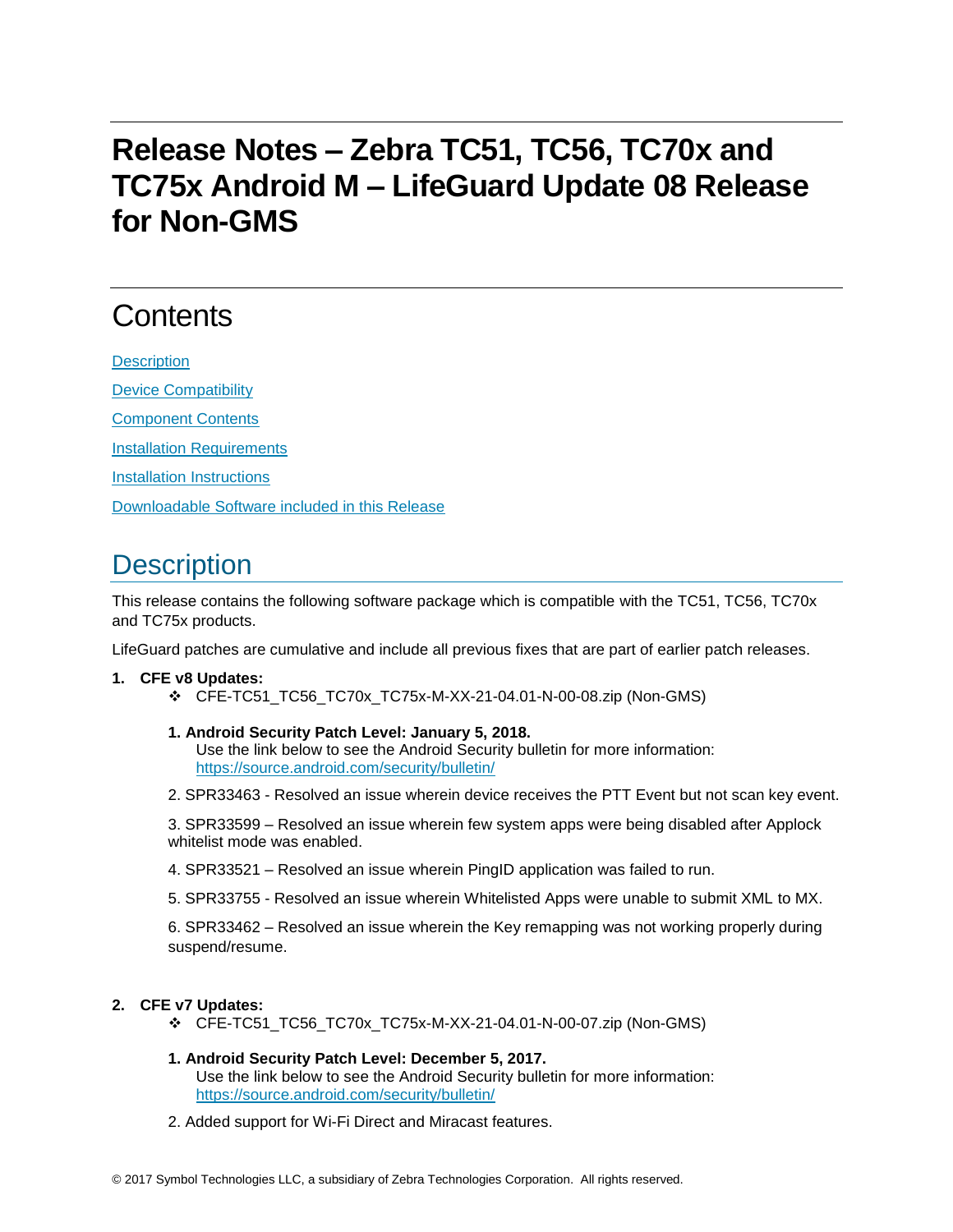# Release Notes – Zebra TC51, TC56, TC70x and TC75x Android M – LifeGuard Update 08 Release for Non-GMS

## Contents

[Description](#description)

[Device Compatibility](#device-compatibility)

[Component Contents](#component-contents)

[Installation Requirements](#installation-requirements)

[Installation Instructions](#installation-instructions)

[Downloadable Software included in this Release](#downloadable-software-included-in-this-release)

## Description

This release contains the following software package which is compatible with the TC51, TC56, TC70x and TC75x products.

LifeGuard patches are cumulative and include all previous fixes that are part of earlier patch releases.

1. **CFE v8 Updates:**
   - ❖ CFE-TC51_TC56_TC70x_TC75x-M-XX-21-04.01-N-00-08.zip (Non-GMS)

   **1. Android Security Patch Level: January 5, 2018.**
   Use the link below to see the Android Security bulletin for more information:
   [https://source.android.com/security/bulletin/](https://source.android.com/security/bulletin/)

   2. SPR33463 - Resolved an issue wherein device receives the PTT Event but not scan key event.

   3. SPR33599 – Resolved an issue wherein few system apps were being disabled after Applock whitelist mode was enabled.

   4. SPR33521 – Resolved an issue wherein PingID application was failed to run.

   5. SPR33755 - Resolved an issue wherein Whitelisted Apps were unable to submit XML to MX.

   6. SPR33462 – Resolved an issue wherein the Key remapping was not working properly during suspend/resume.

2. **CFE v7 Updates:**
   - ❖ CFE-TC51_TC56_TC70x_TC75x-M-XX-21-04.01-N-00-07.zip (Non-GMS)

   **1. Android Security Patch Level: December 5, 2017.**
   Use the link below to see the Android Security bulletin for more information:
   [https://source.android.com/security/bulletin/](https://source.android.com/security/bulletin/)

   2. Added support for Wi-Fi Direct and Miracast features.

© 2017 Symbol Technologies LLC, a subsidiary of Zebra Technologies Corporation. All rights reserved.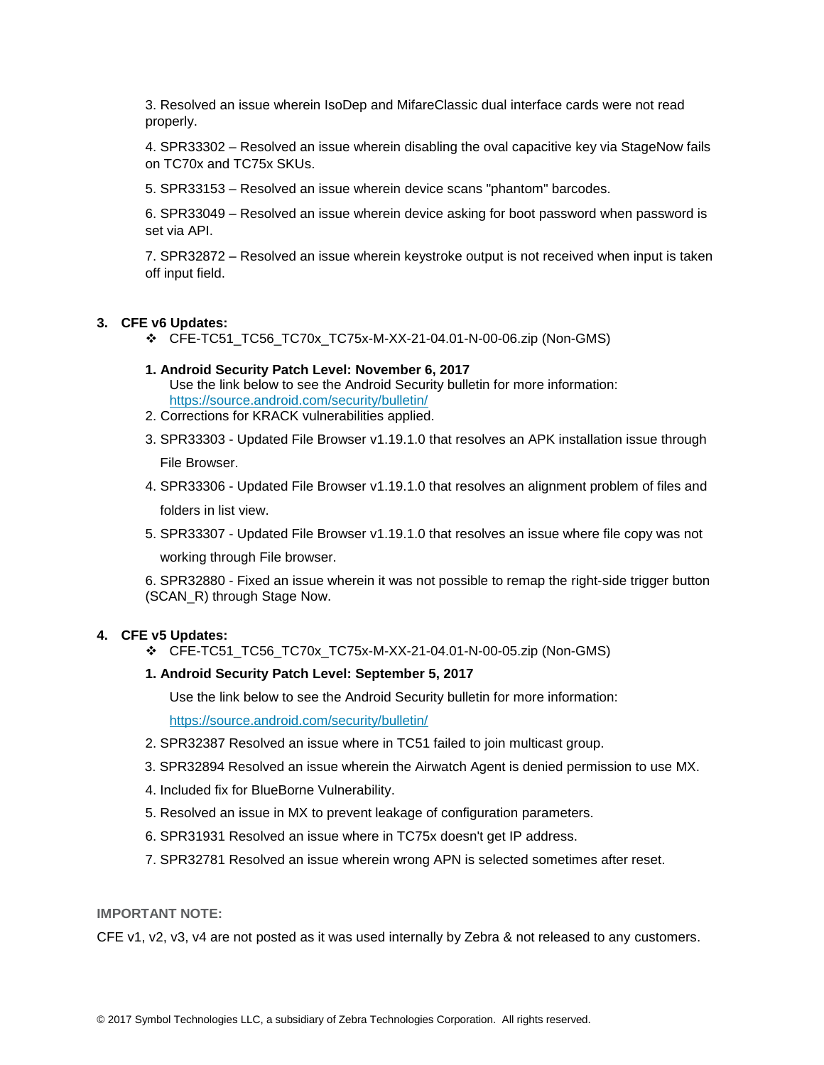3. Resolved an issue wherein IsoDep and MifareClassic dual interface cards were not read properly.

4. SPR33302 – Resolved an issue wherein disabling the oval capacitive key via StageNow fails on TC70x and TC75x SKUs.

5. SPR33153 – Resolved an issue wherein device scans "phantom" barcodes.

6. SPR33049 – Resolved an issue wherein device asking for boot password when password is set via API.

7. SPR32872 – Resolved an issue wherein keystroke output is not received when input is taken off input field.

### 3. CFE v6 Updates:

- CFE-TC51_TC56_TC70x_TC75x-M-XX-21-04.01-N-00-06.zip (Non-GMS)

**1. Android Security Patch Level: November 6, 2017**
Use the link below to see the Android Security bulletin for more information: https://source.android.com/security/bulletin/

2. Corrections for KRACK vulnerabilities applied.

3. SPR33303 - Updated File Browser v1.19.1.0 that resolves an APK installation issue through File Browser.

4. SPR33306 - Updated File Browser v1.19.1.0 that resolves an alignment problem of files and folders in list view.

5. SPR33307 - Updated File Browser v1.19.1.0 that resolves an issue where file copy was not working through File browser.

6. SPR32880 - Fixed an issue wherein it was not possible to remap the right-side trigger button (SCAN_R) through Stage Now.

### 4. CFE v5 Updates:

- CFE-TC51_TC56_TC70x_TC75x-M-XX-21-04.01-N-00-05.zip (Non-GMS)

**1. Android Security Patch Level: September 5, 2017**

Use the link below to see the Android Security bulletin for more information:

https://source.android.com/security/bulletin/

2. SPR32387 Resolved an issue where in TC51 failed to join multicast group.

3. SPR32894 Resolved an issue wherein the Airwatch Agent is denied permission to use MX.

4. Included fix for BlueBorne Vulnerability.

5. Resolved an issue in MX to prevent leakage of configuration parameters.

6. SPR31931 Resolved an issue where in TC75x doesn't get IP address.

7. SPR32781 Resolved an issue wherein wrong APN is selected sometimes after reset.

**IMPORTANT NOTE:**

CFE v1, v2, v3, v4 are not posted as it was used internally by Zebra & not released to any customers.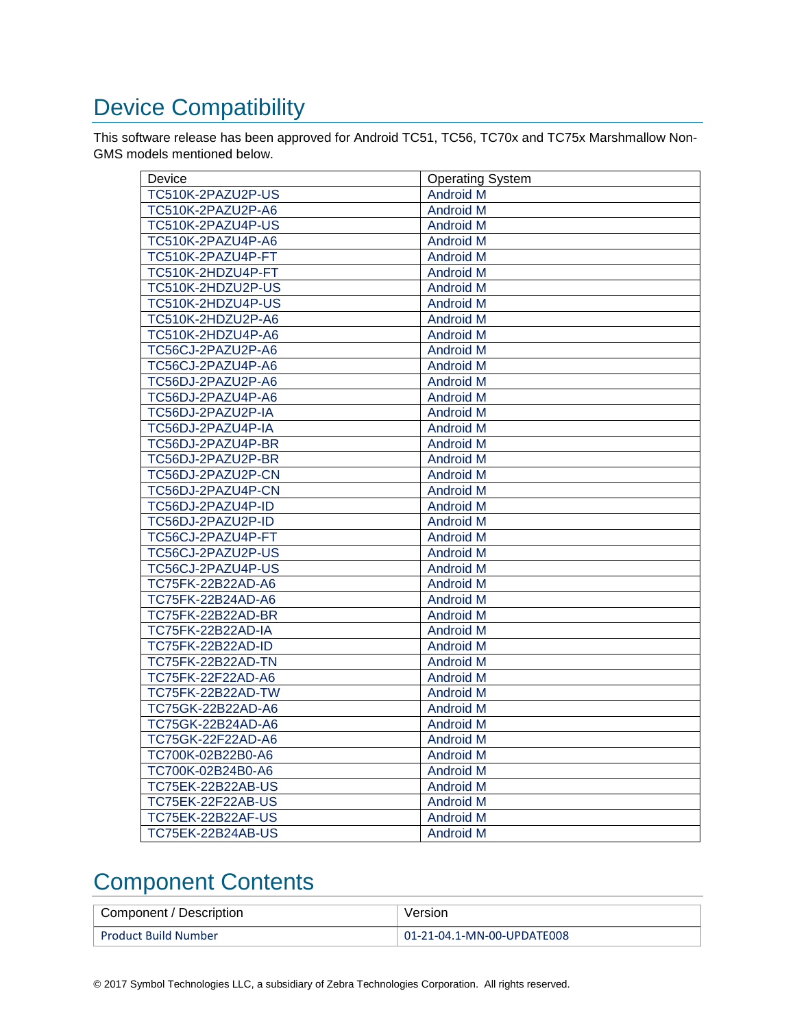# Device Compatibility

This software release has been approved for Android TC51, TC56, TC70x and TC75x Marshmallow Non-GMS models mentioned below.

| Device | Operating System |
|---|---|
| TC510K-2PAZU2P-US | Android M |
| TC510K-2PAZU2P-A6 | Android M |
| TC510K-2PAZU4P-US | Android M |
| TC510K-2PAZU4P-A6 | Android M |
| TC510K-2PAZU4P-FT | Android M |
| TC510K-2HDZU4P-FT | Android M |
| TC510K-2HDZU2P-US | Android M |
| TC510K-2HDZU4P-US | Android M |
| TC510K-2HDZU2P-A6 | Android M |
| TC510K-2HDZU4P-A6 | Android M |
| TC56CJ-2PAZU2P-A6 | Android M |
| TC56CJ-2PAZU4P-A6 | Android M |
| TC56DJ-2PAZU2P-A6 | Android M |
| TC56DJ-2PAZU4P-A6 | Android M |
| TC56DJ-2PAZU2P-IA | Android M |
| TC56DJ-2PAZU4P-IA | Android M |
| TC56DJ-2PAZU4P-BR | Android M |
| TC56DJ-2PAZU2P-BR | Android M |
| TC56DJ-2PAZU2P-CN | Android M |
| TC56DJ-2PAZU4P-CN | Android M |
| TC56DJ-2PAZU4P-ID | Android M |
| TC56DJ-2PAZU2P-ID | Android M |
| TC56CJ-2PAZU4P-FT | Android M |
| TC56CJ-2PAZU2P-US | Android M |
| TC56CJ-2PAZU4P-US | Android M |
| TC75FK-22B22AD-A6 | Android M |
| TC75FK-22B24AD-A6 | Android M |
| TC75FK-22B22AD-BR | Android M |
| TC75FK-22B22AD-IA | Android M |
| TC75FK-22B22AD-ID | Android M |
| TC75FK-22B22AD-TN | Android M |
| TC75FK-22F22AD-A6 | Android M |
| TC75FK-22B22AD-TW | Android M |
| TC75GK-22B22AD-A6 | Android M |
| TC75GK-22B24AD-A6 | Android M |
| TC75GK-22F22AD-A6 | Android M |
| TC700K-02B22B0-A6 | Android M |
| TC700K-02B24B0-A6 | Android M |
| TC75EK-22B22AB-US | Android M |
| TC75EK-22F22AB-US | Android M |
| TC75EK-22B22AF-US | Android M |
| TC75EK-22B24AB-US | Android M |

# Component Contents

| Component / Description | Version |
|---|---|
| Product Build Number | 01-21-04.1-MN-00-UPDATE008 |

© 2017 Symbol Technologies LLC, a subsidiary of Zebra Technologies Corporation. All rights reserved.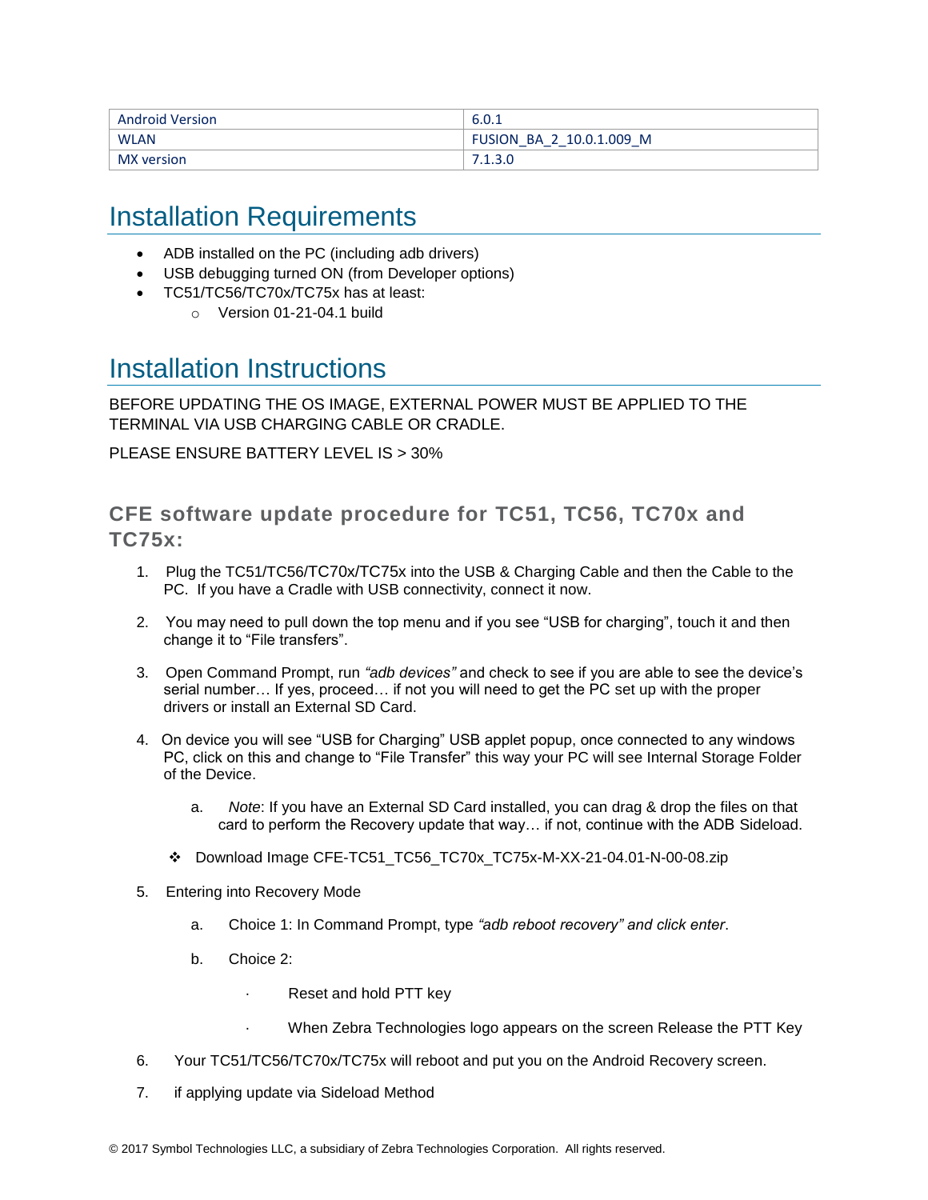| Android Version | 6.0.1 |
| --- | --- |
| WLAN | FUSION_BA_2_10.0.1.009_M |
| MX version | 7.1.3.0 |

# Installation Requirements

- ADB installed on the PC (including adb drivers)
- USB debugging turned ON (from Developer options)
- TC51/TC56/TC70x/TC75x has at least:
  - Version 01-21-04.1 build

# Installation Instructions

BEFORE UPDATING THE OS IMAGE, EXTERNAL POWER MUST BE APPLIED TO THE TERMINAL VIA USB CHARGING CABLE OR CRADLE.

PLEASE ENSURE BATTERY LEVEL IS > 30%

## CFE software update procedure for TC51, TC56, TC70x and TC75x:

1. Plug the TC51/TC56/TC70x/TC75x into the USB & Charging Cable and then the Cable to the PC. If you have a Cradle with USB connectivity, connect it now.

2. You may need to pull down the top menu and if you see “USB for charging”, touch it and then change it to “File transfers”.

3. Open Command Prompt, run *“adb devices”* and check to see if you are able to see the device’s serial number… If yes, proceed… if not you will need to get the PC set up with the proper drivers or install an External SD Card.

4. On device you will see “USB for Charging” USB applet popup, once connected to any windows PC, click on this and change to “File Transfer” this way your PC will see Internal Storage Folder of the Device.

   a. *Note*: If you have an External SD Card installed, you can drag & drop the files on that card to perform the Recovery update that way… if not, continue with the ADB Sideload.

   ❖ Download Image CFE-TC51_TC56_TC70x_TC75x-M-XX-21-04.01-N-00-08.zip

5. Entering into Recovery Mode

   a. Choice 1: In Command Prompt, type *“adb reboot recovery” and click enter*.

   b. Choice 2:

      - Reset and hold PTT key
      - When Zebra Technologies logo appears on the screen Release the PTT Key

6. Your TC51/TC56/TC70x/TC75x will reboot and put you on the Android Recovery screen.

7. if applying update via Sideload Method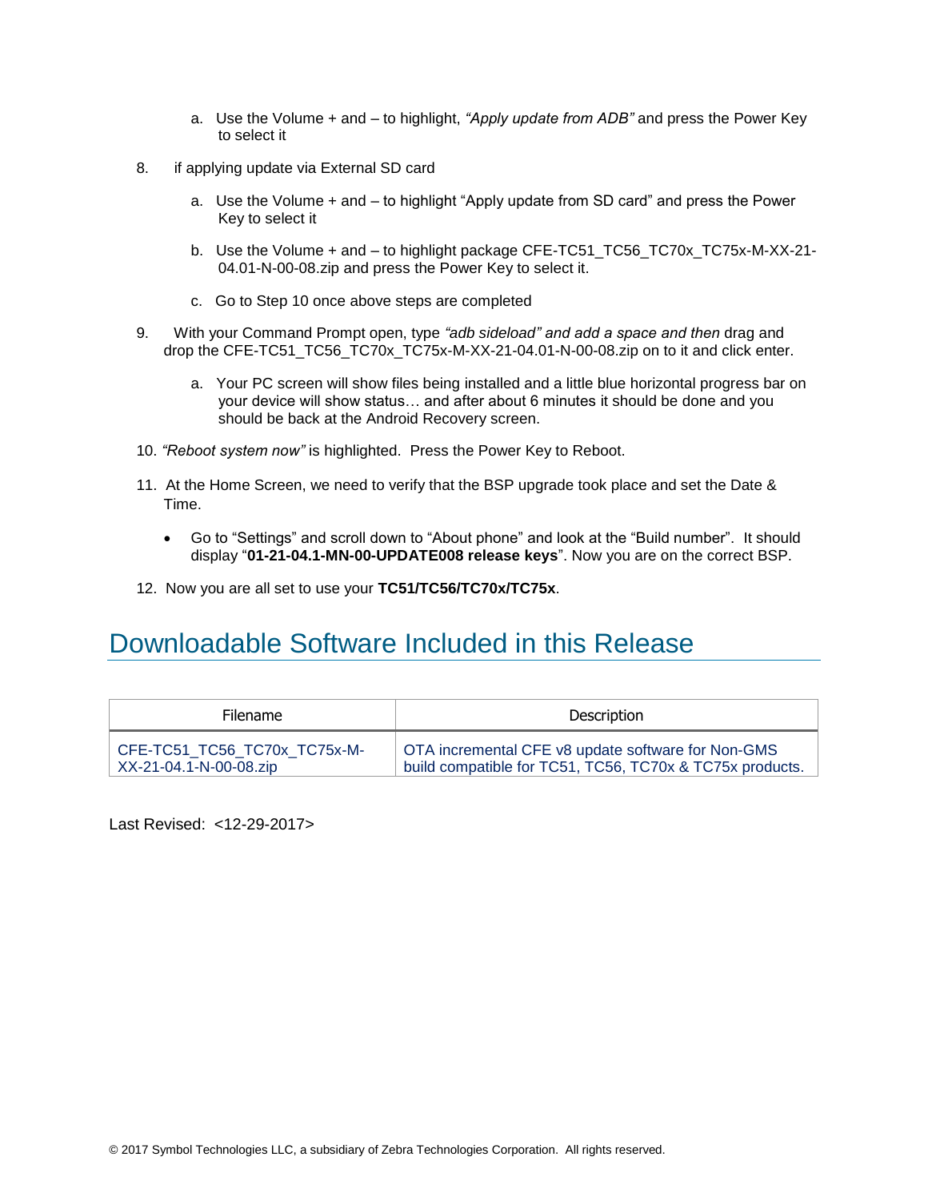a. Use the Volume + and – to highlight, *"Apply update from ADB"* and press the Power Key to select it

8. if applying update via External SD card

   a. Use the Volume + and – to highlight "Apply update from SD card" and press the Power Key to select it

   b. Use the Volume + and – to highlight package CFE-TC51_TC56_TC70x_TC75x-M-XX-21-04.01-N-00-08.zip and press the Power Key to select it.

   c. Go to Step 10 once above steps are completed

9. With your Command Prompt open, type *"adb sideload" and add a space and then* drag and drop the CFE-TC51_TC56_TC70x_TC75x-M-XX-21-04.01-N-00-08.zip on to it and click enter.

   a. Your PC screen will show files being installed and a little blue horizontal progress bar on your device will show status… and after about 6 minutes it should be done and you should be back at the Android Recovery screen.

10. *"Reboot system now"* is highlighted. Press the Power Key to Reboot.

11. At the Home Screen, we need to verify that the BSP upgrade took place and set the Date & Time.

    - Go to "Settings" and scroll down to "About phone" and look at the "Build number". It should display "**01-21-04.1-MN-00-UPDATE008 release keys**". Now you are on the correct BSP.

12. Now you are all set to use your **TC51/TC56/TC70x/TC75x**.

# Downloadable Software Included in this Release

| Filename | Description |
|---|---|
| CFE-TC51_TC56_TC70x_TC75x-M-XX-21-04.1-N-00-08.zip | OTA incremental CFE v8 update software for Non-GMS build compatible for TC51, TC56, TC70x & TC75x products. |

Last Revised: <12-29-2017>

© 2017 Symbol Technologies LLC, a subsidiary of Zebra Technologies Corporation. All rights reserved.